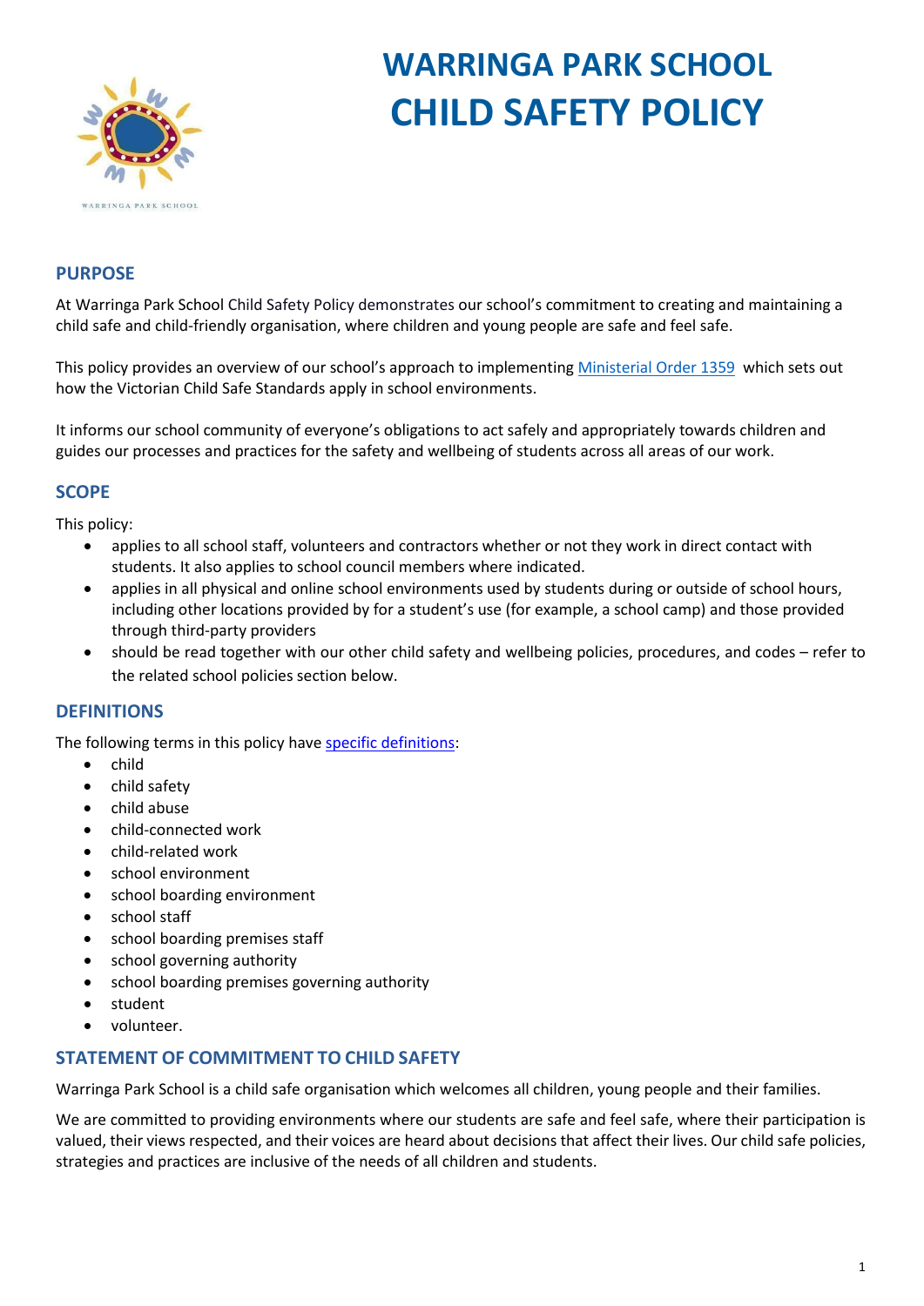# WARRINGA PARK SCHOOL CHILD SAFETY POLICY

## PURPOSE

At Warringa Park School Child Safety Policy demonstrates our school's commitment to creating and maintaining a child safe and child-friendly organisation, where children and young people are safe and feel safe.

This policy provides an overview of our school's approach to implementing Ministerial Order 1359 which sets out how the Victorian Child Safe Standards apply in school environments.

It informs our school community of everyone's obligations to act safely and appropriately towards children and guides our processes and practices for the safety and wellbeing of students across all areas of our work.

## SCOPE

This policy:

- applies to all school staff, volunteers and contractors whether or not they work in direct contact with students. It also applies to school council members where indicated.
- applies in all physical and online school environments used by students during or outside of school hours, including other locations provided by for a student's use (for example, a school camp) and those provided through third-party providers
- should be read together with our other child safety and wellbeing policies, procedures, and codes – refer to the related school policies section below.

## DEFINITIONS

The following terms in this policy have specific definitions:

- child
- child safety
- child abuse
- child-connected work
- child-related work
- school environment
- school boarding environment
- school staff
- school boarding premises staff
- school governing authority
- school boarding premises governing authority
- student
- volunteer.

## STATEMENT OF COMMITMENT TO CHILD SAFETY

Warringa Park School is a child safe organisation which welcomes all children, young people and their families.

We are committed to providing environments where our students are safe and feel safe, where their participation is valued, their views respected, and their voices are heard about decisions that affect their lives. Our child safe policies, strategies and practices are inclusive of the needs of all children and students.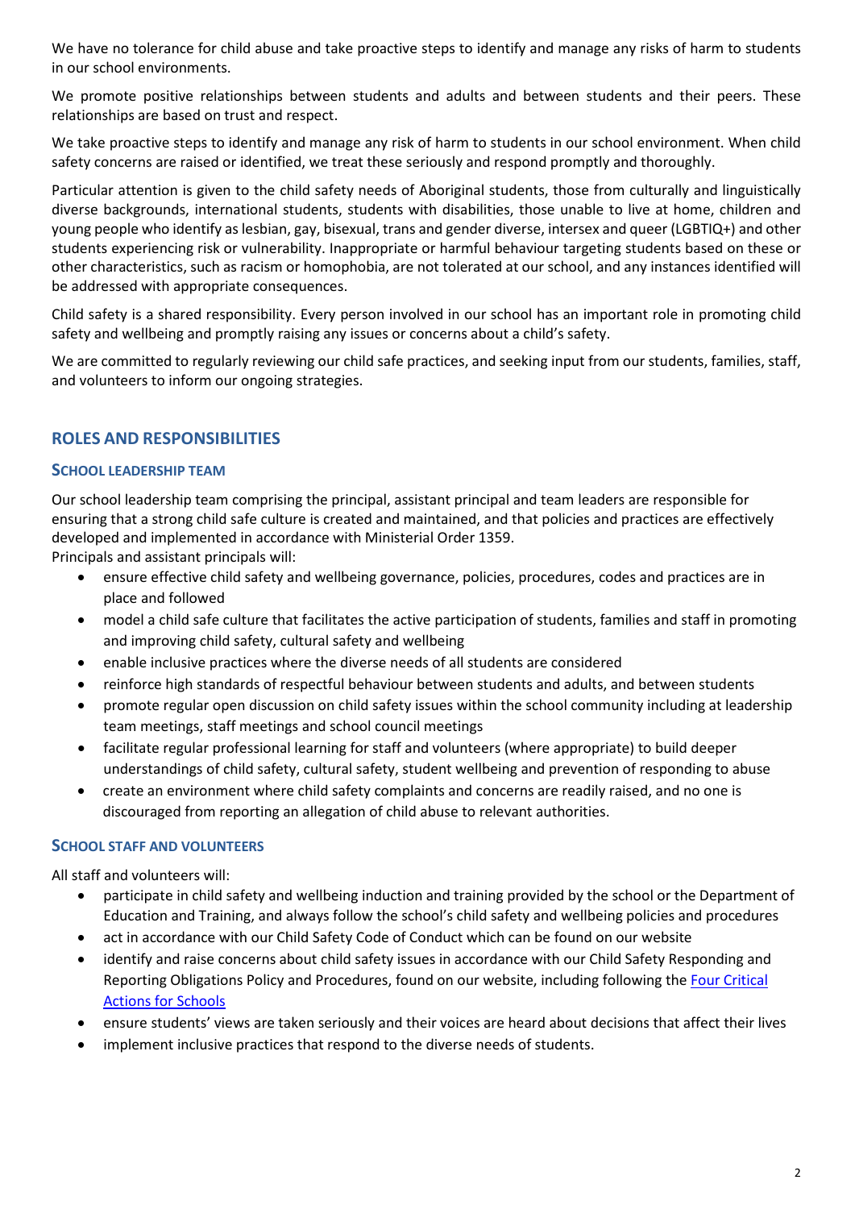We have no tolerance for child abuse and take proactive steps to identify and manage any risks of harm to students in our school environments.

We promote positive relationships between students and adults and between students and their peers. These relationships are based on trust and respect.

We take proactive steps to identify and manage any risk of harm to students in our school environment. When child safety concerns are raised or identified, we treat these seriously and respond promptly and thoroughly.

Particular attention is given to the child safety needs of Aboriginal students, those from culturally and linguistically diverse backgrounds, international students, students with disabilities, those unable to live at home, children and young people who identify as lesbian, gay, bisexual, trans and gender diverse, intersex and queer (LGBTIQ+) and other students experiencing risk or vulnerability. Inappropriate or harmful behaviour targeting students based on these or other characteristics, such as racism or homophobia, are not tolerated at our school, and any instances identified will be addressed with appropriate consequences.

Child safety is a shared responsibility. Every person involved in our school has an important role in promoting child safety and wellbeing and promptly raising any issues or concerns about a child's safety.

We are committed to regularly reviewing our child safe practices, and seeking input from our students, families, staff, and volunteers to inform our ongoing strategies.

## ROLES AND RESPONSIBILITIES

### SCHOOL LEADERSHIP TEAM

Our school leadership team comprising the principal, assistant principal and team leaders are responsible for ensuring that a strong child safe culture is created and maintained, and that policies and practices are effectively developed and implemented in accordance with Ministerial Order 1359.

Principals and assistant principals will:

- ensure effective child safety and wellbeing governance, policies, procedures, codes and practices are in place and followed
- model a child safe culture that facilitates the active participation of students, families and staff in promoting and improving child safety, cultural safety and wellbeing
- enable inclusive practices where the diverse needs of all students are considered
- reinforce high standards of respectful behaviour between students and adults, and between students
- promote regular open discussion on child safety issues within the school community including at leadership team meetings, staff meetings and school council meetings
- facilitate regular professional learning for staff and volunteers (where appropriate) to build deeper understandings of child safety, cultural safety, student wellbeing and prevention of responding to abuse
- create an environment where child safety complaints and concerns are readily raised, and no one is discouraged from reporting an allegation of child abuse to relevant authorities.

### SCHOOL STAFF AND VOLUNTEERS

All staff and volunteers will:

- participate in child safety and wellbeing induction and training provided by the school or the Department of Education and Training, and always follow the school's child safety and wellbeing policies and procedures
- act in accordance with our Child Safety Code of Conduct which can be found on our website
- identify and raise concerns about child safety issues in accordance with our Child Safety Responding and Reporting Obligations Policy and Procedures, found on our website, including following the Four Critical Actions for Schools
- ensure students' views are taken seriously and their voices are heard about decisions that affect their lives
- implement inclusive practices that respond to the diverse needs of students.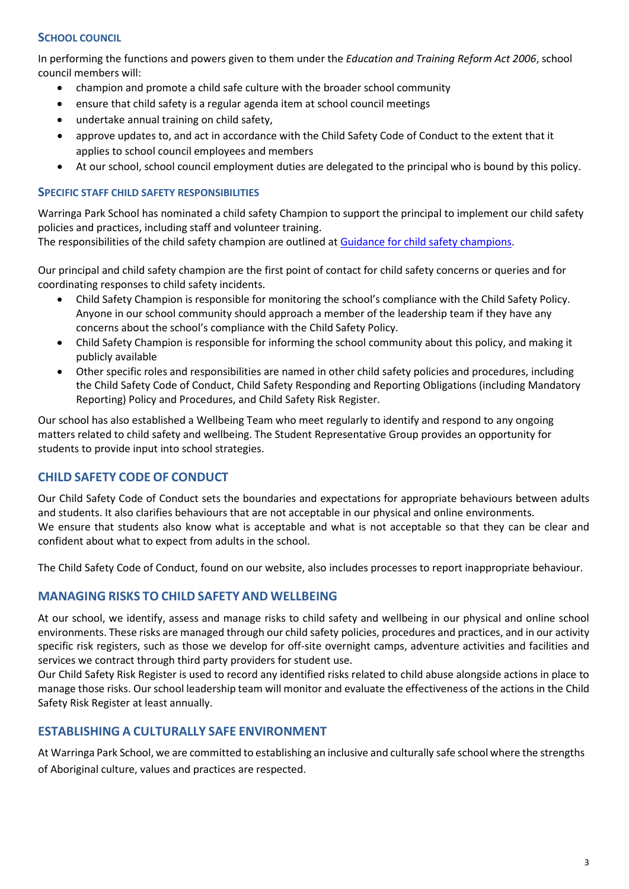### School council

In performing the functions and powers given to them under the *Education and Training Reform Act 2006*, school council members will:

- champion and promote a child safe culture with the broader school community
- ensure that child safety is a regular agenda item at school council meetings
- undertake annual training on child safety,
- approve updates to, and act in accordance with the Child Safety Code of Conduct to the extent that it applies to school council employees and members
- At our school, school council employment duties are delegated to the principal who is bound by this policy.

### Specific staff child safety responsibilities

Warringa Park School has nominated a child safety Champion to support the principal to implement our child safety policies and practices, including staff and volunteer training.
The responsibilities of the child safety champion are outlined at [Guidance for child safety champions](Guidance for child safety champions).

Our principal and child safety champion are the first point of contact for child safety concerns or queries and for coordinating responses to child safety incidents.

- Child Safety Champion is responsible for monitoring the school's compliance with the Child Safety Policy. Anyone in our school community should approach a member of the leadership team if they have any concerns about the school's compliance with the Child Safety Policy.
- Child Safety Champion is responsible for informing the school community about this policy, and making it publicly available
- Other specific roles and responsibilities are named in other child safety policies and procedures, including the Child Safety Code of Conduct, Child Safety Responding and Reporting Obligations (including Mandatory Reporting) Policy and Procedures, and Child Safety Risk Register.

Our school has also established a Wellbeing Team who meet regularly to identify and respond to any ongoing matters related to child safety and wellbeing. The Student Representative Group provides an opportunity for students to provide input into school strategies.

## CHILD SAFETY CODE OF CONDUCT

Our Child Safety Code of Conduct sets the boundaries and expectations for appropriate behaviours between adults and students. It also clarifies behaviours that are not acceptable in our physical and online environments.
We ensure that students also know what is acceptable and what is not acceptable so that they can be clear and confident about what to expect from adults in the school.

The Child Safety Code of Conduct, found on our website, also includes processes to report inappropriate behaviour.

## MANAGING RISKS TO CHILD SAFETY AND WELLBEING

At our school, we identify, assess and manage risks to child safety and wellbeing in our physical and online school environments. These risks are managed through our child safety policies, procedures and practices, and in our activity specific risk registers, such as those we develop for off-site overnight camps, adventure activities and facilities and services we contract through third party providers for student use.
Our Child Safety Risk Register is used to record any identified risks related to child abuse alongside actions in place to manage those risks. Our school leadership team will monitor and evaluate the effectiveness of the actions in the Child Safety Risk Register at least annually.

## ESTABLISHING A CULTURALLY SAFE ENVIRONMENT

At Warringa Park School, we are committed to establishing an inclusive and culturally safe school where the strengths of Aboriginal culture, values and practices are respected.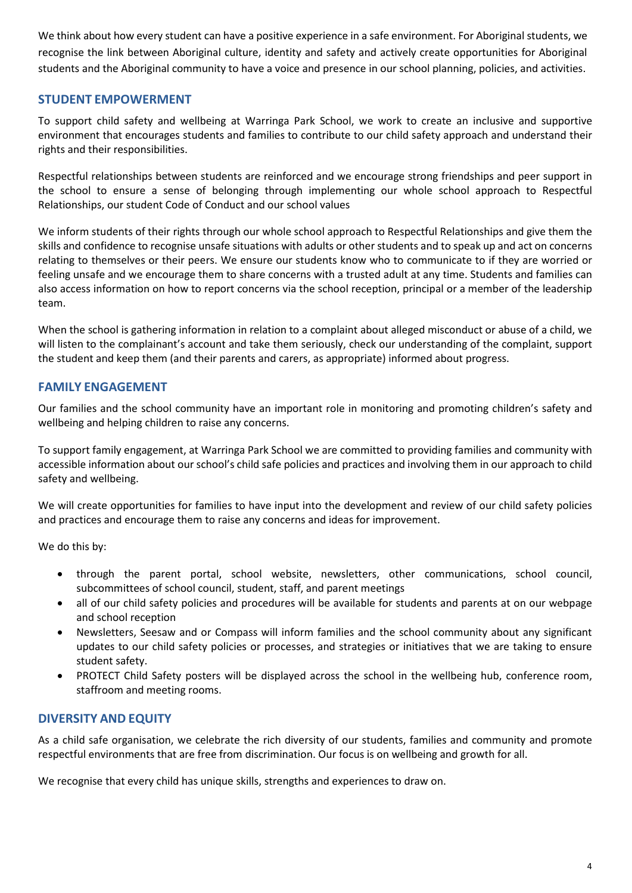We think about how every student can have a positive experience in a safe environment. For Aboriginal students, we recognise the link between Aboriginal culture, identity and safety and actively create opportunities for Aboriginal students and the Aboriginal community to have a voice and presence in our school planning, policies, and activities.

## STUDENT EMPOWERMENT

To support child safety and wellbeing at Warringa Park School, we work to create an inclusive and supportive environment that encourages students and families to contribute to our child safety approach and understand their rights and their responsibilities.

Respectful relationships between students are reinforced and we encourage strong friendships and peer support in the school to ensure a sense of belonging through implementing our whole school approach to Respectful Relationships, our student Code of Conduct and our school values

We inform students of their rights through our whole school approach to Respectful Relationships and give them the skills and confidence to recognise unsafe situations with adults or other students and to speak up and act on concerns relating to themselves or their peers. We ensure our students know who to communicate to if they are worried or feeling unsafe and we encourage them to share concerns with a trusted adult at any time. Students and families can also access information on how to report concerns via the school reception, principal or a member of the leadership team.

When the school is gathering information in relation to a complaint about alleged misconduct or abuse of a child, we will listen to the complainant's account and take them seriously, check our understanding of the complaint, support the student and keep them (and their parents and carers, as appropriate) informed about progress.

## FAMILY ENGAGEMENT

Our families and the school community have an important role in monitoring and promoting children's safety and wellbeing and helping children to raise any concerns.

To support family engagement, at Warringa Park School we are committed to providing families and community with accessible information about our school's child safe policies and practices and involving them in our approach to child safety and wellbeing.

We will create opportunities for families to have input into the development and review of our child safety policies and practices and encourage them to raise any concerns and ideas for improvement.

We do this by:

- through the parent portal, school website, newsletters, other communications, school council, subcommittees of school council, student, staff, and parent meetings
- all of our child safety policies and procedures will be available for students and parents at on our webpage and school reception
- Newsletters, Seesaw and or Compass will inform families and the school community about any significant updates to our child safety policies or processes, and strategies or initiatives that we are taking to ensure student safety.
- PROTECT Child Safety posters will be displayed across the school in the wellbeing hub, conference room, staffroom and meeting rooms.

## DIVERSITY AND EQUITY

As a child safe organisation, we celebrate the rich diversity of our students, families and community and promote respectful environments that are free from discrimination. Our focus is on wellbeing and growth for all.

We recognise that every child has unique skills, strengths and experiences to draw on.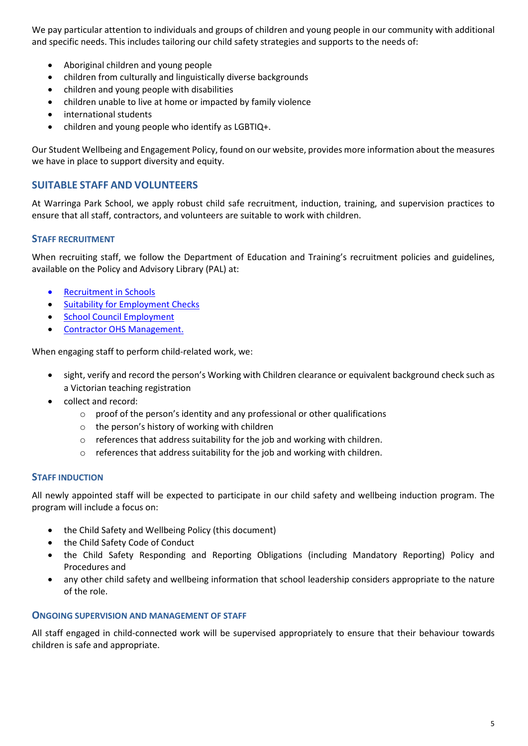We pay particular attention to individuals and groups of children and young people in our community with additional and specific needs. This includes tailoring our child safety strategies and supports to the needs of:

- Aboriginal children and young people
- children from culturally and linguistically diverse backgrounds
- children and young people with disabilities
- children unable to live at home or impacted by family violence
- international students
- children and young people who identify as LGBTIQ+.

Our Student Wellbeing and Engagement Policy, found on our website, provides more information about the measures we have in place to support diversity and equity.

## SUITABLE STAFF AND VOLUNTEERS

At Warringa Park School, we apply robust child safe recruitment, induction, training, and supervision practices to ensure that all staff, contractors, and volunteers are suitable to work with children.

### STAFF RECRUITMENT

When recruiting staff, we follow the Department of Education and Training's recruitment policies and guidelines, available on the Policy and Advisory Library (PAL) at:

- Recruitment in Schools
- Suitability for Employment Checks
- School Council Employment
- Contractor OHS Management.

When engaging staff to perform child-related work, we:

- sight, verify and record the person's Working with Children clearance or equivalent background check such as a Victorian teaching registration
- collect and record:
  - proof of the person's identity and any professional or other qualifications
  - the person's history of working with children
  - references that address suitability for the job and working with children.
  - references that address suitability for the job and working with children.

### STAFF INDUCTION

All newly appointed staff will be expected to participate in our child safety and wellbeing induction program. The program will include a focus on:

- the Child Safety and Wellbeing Policy (this document)
- the Child Safety Code of Conduct
- the Child Safety Responding and Reporting Obligations (including Mandatory Reporting) Policy and Procedures and
- any other child safety and wellbeing information that school leadership considers appropriate to the nature of the role.

### ONGOING SUPERVISION AND MANAGEMENT OF STAFF

All staff engaged in child-connected work will be supervised appropriately to ensure that their behaviour towards children is safe and appropriate.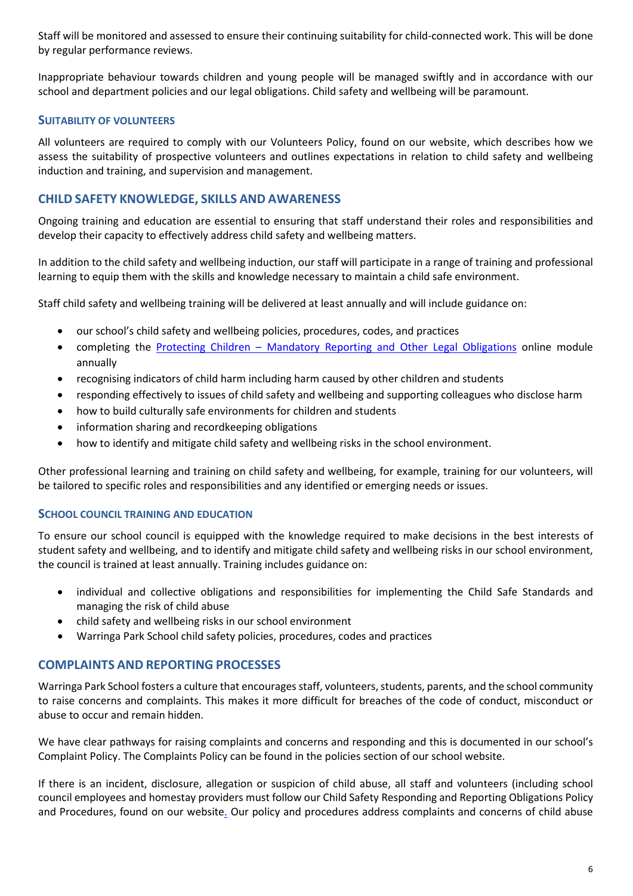Staff will be monitored and assessed to ensure their continuing suitability for child-connected work. This will be done by regular performance reviews.

Inappropriate behaviour towards children and young people will be managed swiftly and in accordance with our school and department policies and our legal obligations. Child safety and wellbeing will be paramount.

### SUITABILITY OF VOLUNTEERS

All volunteers are required to comply with our Volunteers Policy, found on our website, which describes how we assess the suitability of prospective volunteers and outlines expectations in relation to child safety and wellbeing induction and training, and supervision and management.

## CHILD SAFETY KNOWLEDGE, SKILLS AND AWARENESS

Ongoing training and education are essential to ensuring that staff understand their roles and responsibilities and develop their capacity to effectively address child safety and wellbeing matters.

In addition to the child safety and wellbeing induction, our staff will participate in a range of training and professional learning to equip them with the skills and knowledge necessary to maintain a child safe environment.

Staff child safety and wellbeing training will be delivered at least annually and will include guidance on:

- our school's child safety and wellbeing policies, procedures, codes, and practices
- completing the Protecting Children – Mandatory Reporting and Other Legal Obligations online module annually
- recognising indicators of child harm including harm caused by other children and students
- responding effectively to issues of child safety and wellbeing and supporting colleagues who disclose harm
- how to build culturally safe environments for children and students
- information sharing and recordkeeping obligations
- how to identify and mitigate child safety and wellbeing risks in the school environment.

Other professional learning and training on child safety and wellbeing, for example, training for our volunteers, will be tailored to specific roles and responsibilities and any identified or emerging needs or issues.

### SCHOOL COUNCIL TRAINING AND EDUCATION

To ensure our school council is equipped with the knowledge required to make decisions in the best interests of student safety and wellbeing, and to identify and mitigate child safety and wellbeing risks in our school environment, the council is trained at least annually. Training includes guidance on:

- individual and collective obligations and responsibilities for implementing the Child Safe Standards and managing the risk of child abuse
- child safety and wellbeing risks in our school environment
- Warringa Park School child safety policies, procedures, codes and practices

## COMPLAINTS AND REPORTING PROCESSES

Warringa Park School fosters a culture that encourages staff, volunteers, students, parents, and the school community to raise concerns and complaints. This makes it more difficult for breaches of the code of conduct, misconduct or abuse to occur and remain hidden.

We have clear pathways for raising complaints and concerns and responding and this is documented in our school's Complaint Policy. The Complaints Policy can be found in the policies section of our school website.

If there is an incident, disclosure, allegation or suspicion of child abuse, all staff and volunteers (including school council employees and homestay providers must follow our Child Safety Responding and Reporting Obligations Policy and Procedures, found on our website. Our policy and procedures address complaints and concerns of child abuse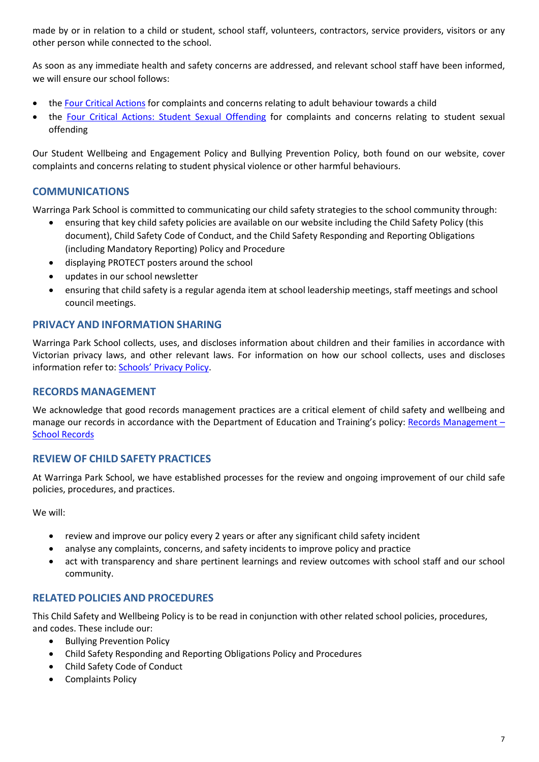made by or in relation to a child or student, school staff, volunteers, contractors, service providers, visitors or any other person while connected to the school.

As soon as any immediate health and safety concerns are addressed, and relevant school staff have been informed, we will ensure our school follows:

- the Four Critical Actions for complaints and concerns relating to adult behaviour towards a child
- the Four Critical Actions: Student Sexual Offending for complaints and concerns relating to student sexual offending

Our Student Wellbeing and Engagement Policy and Bullying Prevention Policy, both found on our website, cover complaints and concerns relating to student physical violence or other harmful behaviours.

## COMMUNICATIONS

Warringa Park School is committed to communicating our child safety strategies to the school community through:

- ensuring that key child safety policies are available on our website including the Child Safety Policy (this document), Child Safety Code of Conduct, and the Child Safety Responding and Reporting Obligations (including Mandatory Reporting) Policy and Procedure
- displaying PROTECT posters around the school
- updates in our school newsletter
- ensuring that child safety is a regular agenda item at school leadership meetings, staff meetings and school council meetings.

## PRIVACY AND INFORMATION SHARING

Warringa Park School collects, uses, and discloses information about children and their families in accordance with Victorian privacy laws, and other relevant laws. For information on how our school collects, uses and discloses information refer to: Schools' Privacy Policy.

## RECORDS MANAGEMENT

We acknowledge that good records management practices are a critical element of child safety and wellbeing and manage our records in accordance with the Department of Education and Training's policy: Records Management – School Records

## REVIEW OF CHILD SAFETY PRACTICES

At Warringa Park School, we have established processes for the review and ongoing improvement of our child safe policies, procedures, and practices.

We will:

- review and improve our policy every 2 years or after any significant child safety incident
- analyse any complaints, concerns, and safety incidents to improve policy and practice
- act with transparency and share pertinent learnings and review outcomes with school staff and our school community.

## RELATED POLICIES AND PROCEDURES

This Child Safety and Wellbeing Policy is to be read in conjunction with other related school policies, procedures, and codes. These include our:

- Bullying Prevention Policy
- Child Safety Responding and Reporting Obligations Policy and Procedures
- Child Safety Code of Conduct
- Complaints Policy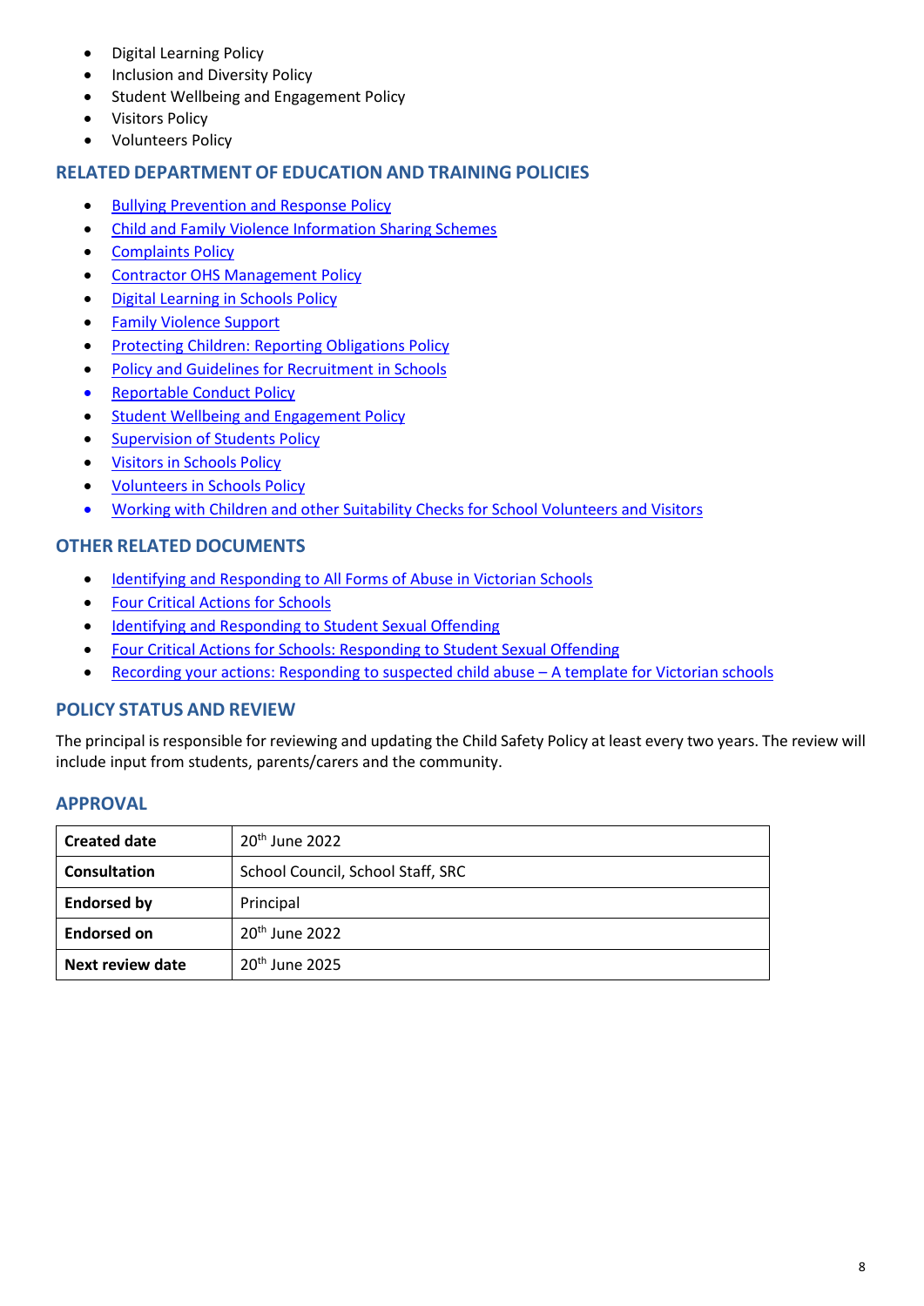- Digital Learning Policy
- Inclusion and Diversity Policy
- Student Wellbeing and Engagement Policy
- Visitors Policy
- Volunteers Policy

## RELATED DEPARTMENT OF EDUCATION AND TRAINING POLICIES

- Bullying Prevention and Response Policy
- Child and Family Violence Information Sharing Schemes
- Complaints Policy
- Contractor OHS Management Policy
- Digital Learning in Schools Policy
- Family Violence Support
- Protecting Children: Reporting Obligations Policy
- Policy and Guidelines for Recruitment in Schools
- Reportable Conduct Policy
- Student Wellbeing and Engagement Policy
- Supervision of Students Policy
- Visitors in Schools Policy
- Volunteers in Schools Policy
- Working with Children and other Suitability Checks for School Volunteers and Visitors

## OTHER RELATED DOCUMENTS

- Identifying and Responding to All Forms of Abuse in Victorian Schools
- Four Critical Actions for Schools
- Identifying and Responding to Student Sexual Offending
- Four Critical Actions for Schools: Responding to Student Sexual Offending
- Recording your actions: Responding to suspected child abuse – A template for Victorian schools

## POLICY STATUS AND REVIEW

The principal is responsible for reviewing and updating the Child Safety Policy at least every two years. The review will include input from students, parents/carers and the community.

## APPROVAL

| | |
|---|---|
| **Created date** | 20th June 2022 |
| **Consultation** | School Council, School Staff, SRC |
| **Endorsed by** | Principal |
| **Endorsed on** | 20th June 2022 |
| **Next review date** | 20th June 2025 |